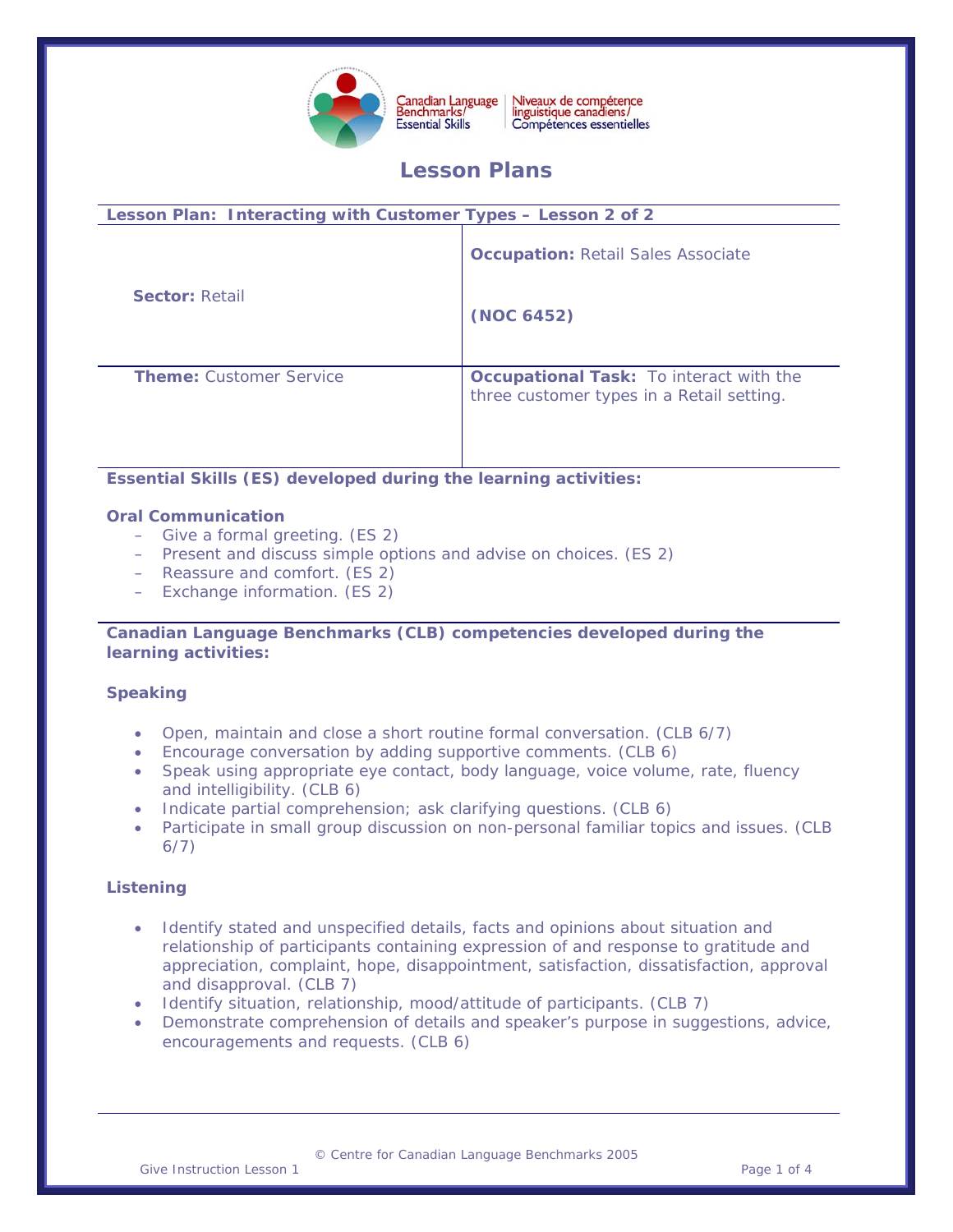Canadian Language Benchmarks/Essential Skills | Niveaux de compétence linguistique canadiens/Compétences essentielles

# Lesson Plans

| **Lesson Plan: Interacting with Customer Types – Lesson 2 of 2** | |
|---|---|
| **Sector:** Retail | **Occupation:** Retail Sales Associate<br><br>**(NOC 6452)** |
| **Theme:** Customer Service | **Occupational Task:** To interact with the three customer types in a Retail setting. |

**Essential Skills (ES) developed during the learning activities:**

**Oral Communication**

- Give a formal greeting. (ES 2)
- Present and discuss simple options and advise on choices. (ES 2)
- Reassure and comfort. (ES 2)
- Exchange information. (ES 2)

**Canadian Language Benchmarks (CLB) competencies developed during the learning activities:**

**Speaking**

- Open, maintain and close a short routine formal conversation. (CLB 6/7)
- Encourage conversation by adding supportive comments. (CLB 6)
- Speak using appropriate eye contact, body language, voice volume, rate, fluency and intelligibility. (CLB 6)
- Indicate partial comprehension; ask clarifying questions. (CLB 6)
- Participate in small group discussion on non-personal familiar topics and issues. (CLB 6/7)

**Listening**

- Identify stated and unspecified details, facts and opinions about situation and relationship of participants containing expression of and response to gratitude and appreciation, complaint, hope, disappointment, satisfaction, dissatisfaction, approval and disapproval. (CLB 7)
- Identify situation, relationship, mood/attitude of participants. (CLB 7)
- Demonstrate comprehension of details and speaker's purpose in suggestions, advice, encouragements and requests. (CLB 6)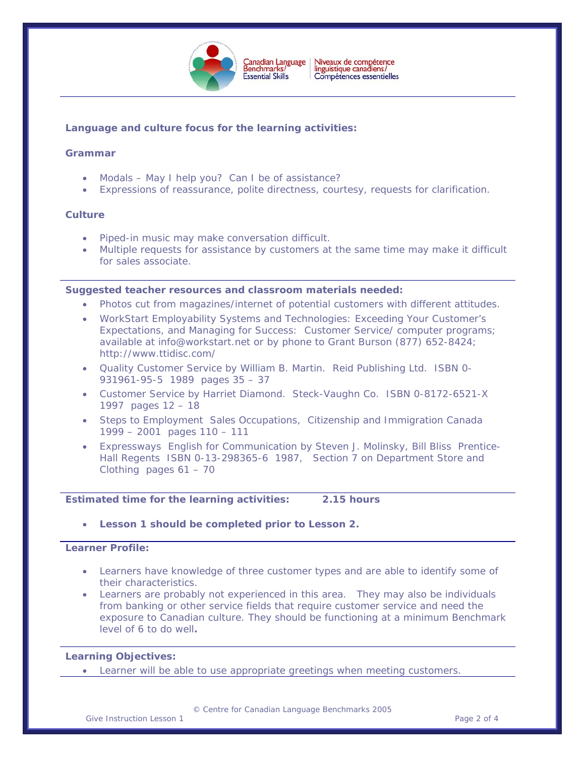**Language and culture focus for the learning activities:**

**Grammar**

- Modals – May I help you? Can I be of assistance?
- Expressions of reassurance, polite directness, courtesy, requests for clarification.

**Culture**

- Piped-in music may make conversation difficult.
- Multiple requests for assistance by customers at the same time may make it difficult for sales associate.

**Suggested teacher resources and classroom materials needed:**

- Photos cut from magazines/internet of potential customers with different attitudes.
- WorkStart Employability Systems and Technologies: Exceeding Your Customer's Expectations, and Managing for Success: Customer Service/ computer programs; available at info@workstart.net or by phone to Grant Burson (877) 652-8424; http://www.ttidisc.com/
- Quality Customer Service by William B. Martin. Reid Publishing Ltd. ISBN 0-931961-95-5 1989 pages 35 – 37
- Customer Service by Harriet Diamond. Steck-Vaughn Co. ISBN 0-8172-6521-X 1997 pages 12 – 18
- Steps to Employment Sales Occupations, Citizenship and Immigration Canada 1999 – 2001 pages 110 – 111
- Expressways English for Communication by Steven J. Molinsky, Bill Bliss Prentice-Hall Regents ISBN 0-13-298365-6 1987, Section 7 on Department Store and Clothing pages 61 – 70

**Estimated time for the learning activities: 2.15 hours**

- **Lesson 1 should be completed prior to Lesson 2.**

**Learner Profile:**

- Learners have knowledge of three customer types and are able to identify some of their characteristics.
- Learners are probably not experienced in this area. They may also be individuals from banking or other service fields that require customer service and need the exposure to Canadian culture. They should be functioning at a minimum Benchmark level of 6 to do well.

**Learning Objectives:**

- Learner will be able to use appropriate greetings when meeting customers.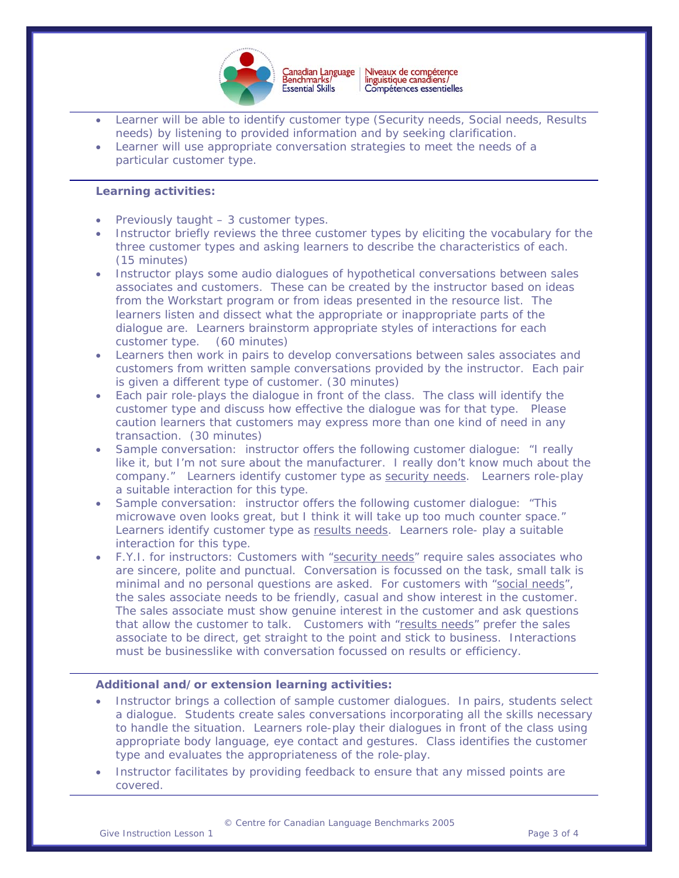- Learner will be able to identify customer type (Security needs, Social needs, Results needs) by listening to provided information and by seeking clarification.
- Learner will use appropriate conversation strategies to meet the needs of a particular customer type.

**Learning activities:**

- Previously taught – 3 customer types.
- Instructor briefly reviews the three customer types by eliciting the vocabulary for the three customer types and asking learners to describe the characteristics of each. (15 minutes)
- Instructor plays some audio dialogues of hypothetical conversations between sales associates and customers. These can be created by the instructor based on ideas from the Workstart program or from ideas presented in the resource list. The learners listen and dissect what the appropriate or inappropriate parts of the dialogue are. Learners brainstorm appropriate styles of interactions for each customer type. (60 minutes)
- Learners then work in pairs to develop conversations between sales associates and customers from written sample conversations provided by the instructor. Each pair is given a different type of customer. (30 minutes)
- Each pair role-plays the dialogue in front of the class. The class will identify the customer type and discuss how effective the dialogue was for that type. Please caution learners that customers may express more than one kind of need in any transaction. (30 minutes)
- Sample conversation: instructor offers the following customer dialogue: "I really like it, but I'm not sure about the manufacturer. I really don't know much about the company." Learners identify customer type as <u>security needs</u>. Learners role-play a suitable interaction for this type.
- Sample conversation: instructor offers the following customer dialogue: "This microwave oven looks great, but I think it will take up too much counter space." Learners identify customer type as <u>results needs</u>. Learners role- play a suitable interaction for this type.
- F.Y.I. for instructors: Customers with "<u>security needs</u>" require sales associates who are sincere, polite and punctual. Conversation is focussed on the task, small talk is minimal and no personal questions are asked. For customers with "<u>social needs</u>", the sales associate needs to be friendly, casual and show interest in the customer. The sales associate must show genuine interest in the customer and ask questions that allow the customer to talk. Customers with "<u>results needs</u>" prefer the sales associate to be direct, get straight to the point and stick to business. Interactions must be businesslike with conversation focussed on results or efficiency.

**Additional and/or extension learning activities:**

- Instructor brings a collection of sample customer dialogues. In pairs, students select a dialogue. Students create sales conversations incorporating all the skills necessary to handle the situation. Learners role-play their dialogues in front of the class using appropriate body language, eye contact and gestures. Class identifies the customer type and evaluates the appropriateness of the role-play.
- Instructor facilitates by providing feedback to ensure that any missed points are covered.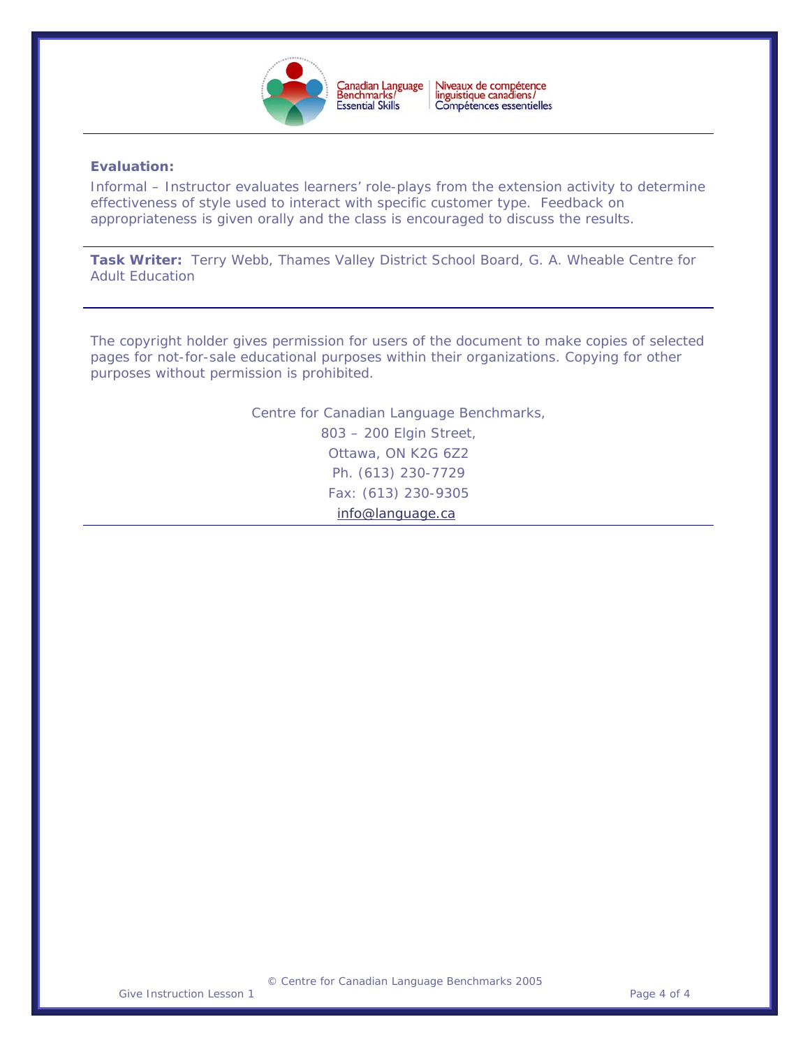**Evaluation:**

Informal – Instructor evaluates learners' role-plays from the extension activity to determine effectiveness of style used to interact with specific customer type. Feedback on appropriateness is given orally and the class is encouraged to discuss the results.

**Task Writer:** Terry Webb, Thames Valley District School Board, G. A. Wheable Centre for Adult Education

The copyright holder gives permission for users of the document to make copies of selected pages for not-for-sale educational purposes within their organizations. Copying for other purposes without permission is prohibited.

Centre for Canadian Language Benchmarks,
803 – 200 Elgin Street,
Ottawa, ON K2G 6Z2
Ph. (613) 230-7729
Fax: (613) 230-9305
info@language.ca